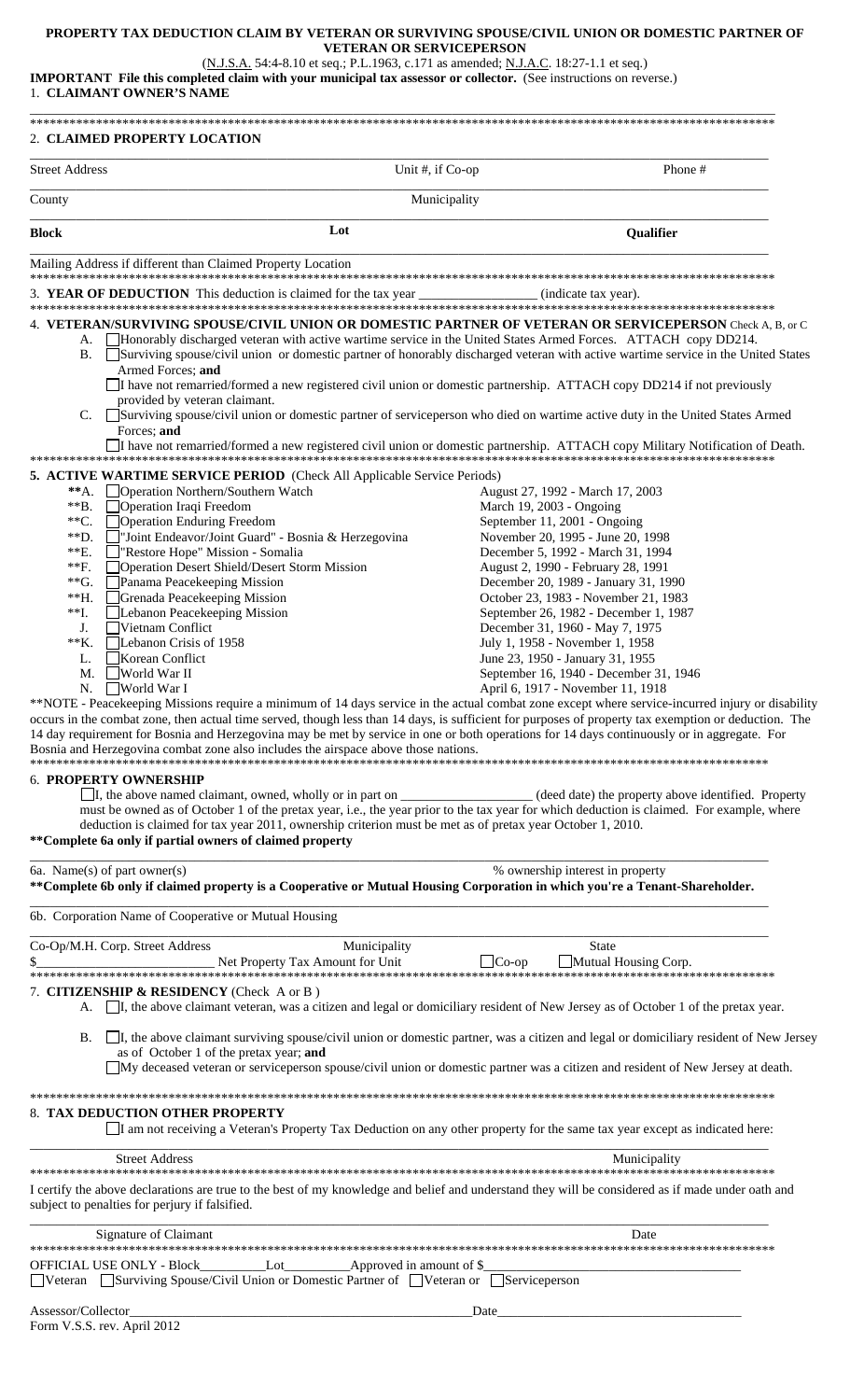**PROPERTY TAX DEDUCTION CLAIM BY VETERAN OR SURVIVING SPOUSE/CIVIL UNION OR DOMESTIC PARTNER OF VETERAN OR SERVICEPERSON**

(N.J.S.A. 54:4-8.10 et seq.; P.L.1963, c.171 as amended; N.J.A.C. 18:27-1.1 et seq.)

**IMPORTANT File this completed claim with your municipal tax assessor or collector.** (See instructions on reverse.)

1. **CLAIMANT OWNER'S NAME**

_______________________________________________

2. **CLAIMED PROPERTY LOCATION**

| Street Address | Unit #, if Co-op | Phone # |
|---|---|---|
| County | Municipality | |
| **Block** | **Lot** | **Qualifier** |

Mailing Address if different than Claimed Property Location

3. **YEAR OF DEDUCTION** This deduction is claimed for the tax year ________________ (indicate tax year).

4. **VETERAN/SURVIVING SPOUSE/CIVIL UNION OR DOMESTIC PARTNER OF VETERAN OR SERVICEPERSON** Check A, B, or C

A. ☐ Honorably discharged veteran with active wartime service in the United States Armed Forces. ATTACH copy DD214.

B. ☐ Surviving spouse/civil union or domestic partner of honorably discharged veteran with active wartime service in the United States Armed Forces; **and**

☐ I have not remarried/formed a new registered civil union or domestic partnership. ATTACH copy DD214 if not previously provided by veteran claimant.

C. ☐ Surviving spouse/civil union or domestic partner of serviceperson who died on wartime active duty in the United States Armed Forces; **and**

☐ I have not remarried/formed a new registered civil union or domestic partnership. ATTACH copy Military Notification of Death.

5. **ACTIVE WARTIME SERVICE PERIOD** (Check All Applicable Service Periods)

| | | |
|---|---|---|
| **A. | ☐ Operation Northern/Southern Watch | August 27, 1992 - March 17, 2003 |
| **B. | ☐ Operation Iraqi Freedom | March 19, 2003 - Ongoing |
| **C. | ☐ Operation Enduring Freedom | September 11, 2001 - Ongoing |
| **D. | ☐ "Joint Endeavor/Joint Guard" - Bosnia & Herzegovina | November 20, 1995 - June 20, 1998 |
| **E. | ☐ "Restore Hope" Mission - Somalia | December 5, 1992 - March 31, 1994 |
| **F. | ☐ Operation Desert Shield/Desert Storm Mission | August 2, 1990 - February 28, 1991 |
| **G. | ☐ Panama Peacekeeping Mission | December 20, 1989 - January 31, 1990 |
| **H. | ☐ Grenada Peacekeeping Mission | October 23, 1983 - November 21, 1983 |
| **I. | ☐ Lebanon Peacekeeping Mission | September 26, 1982 - December 1, 1987 |
| J. | ☐ Vietnam Conflict | December 31, 1960 - May 7, 1975 |
| **K. | ☐ Lebanon Crisis of 1958 | July 1, 1958 - November 1, 1958 |
| L. | ☐ Korean Conflict | June 23, 1950 - January 31, 1955 |
| M. | ☐ World War II | September 16, 1940 - December 31, 1946 |
| N. | ☐ World War I | April 6, 1917 - November 11, 1918 |

**NOTE - Peacekeeping Missions require a minimum of 14 days service in the actual combat zone except where service-incurred injury or disability occurs in the combat zone, then actual time served, though less than 14 days, is sufficient for purposes of property tax exemption or deduction. The 14 day requirement for Bosnia and Herzegovina may be met by service in one or both operations for 14 days continuously or in aggregate. For Bosnia and Herzegovina combat zone also includes the airspace above those nations.

6. **PROPERTY OWNERSHIP**

☐ I, the above named claimant, owned, wholly or in part on ___________________ (deed date) the property above identified. Property must be owned as of October 1 of the pretax year, i.e., the year prior to the tax year for which deduction is claimed. For example, where deduction is claimed for tax year 2011, ownership criterion must be met as of pretax year October 1, 2010.

**\*\*Complete 6a only if partial owners of claimed property**

6a. Name(s) of part owner(s) % ownership interest in property

**\*\*Complete 6b only if claimed property is a Cooperative or Mutual Housing Corporation in which you're a Tenant-Shareholder.**

6b. Corporation Name of Cooperative or Mutual Housing

Co-Op/M.H. Corp. Street Address Municipality State

$__________________________ Net Property Tax Amount for Unit ☐ Co-op ☐ Mutual Housing Corp.

7. **CITIZENSHIP & RESIDENCY** (Check A or B )

A. ☐ I, the above claimant veteran, was a citizen and legal or domiciliary resident of New Jersey as of October 1 of the pretax year.

B. ☐ I, the above claimant surviving spouse/civil union or domestic partner, was a citizen and legal or domiciliary resident of New Jersey as of October 1 of the pretax year; **and**

☐ My deceased veteran or serviceperson spouse/civil union or domestic partner was a citizen and resident of New Jersey at death.

8. **TAX DEDUCTION OTHER PROPERTY**

☐ I am not receiving a Veteran's Property Tax Deduction on any other property for the same tax year except as indicated here:

Street Address Municipality

I certify the above declarations are true to the best of my knowledge and belief and understand they will be considered as if made under oath and subject to penalties for perjury if falsified.

Signature of Claimant Date

OFFICIAL USE ONLY - Block_________Lot_________Approved in amount of $_______________________

☐ Veteran ☐ Surviving Spouse/Civil Union or Domestic Partner of ☐ Veteran or ☐ Serviceperson

Assessor/Collector_______________________________________ Date_______________________

Form V.S.S. rev. April 2012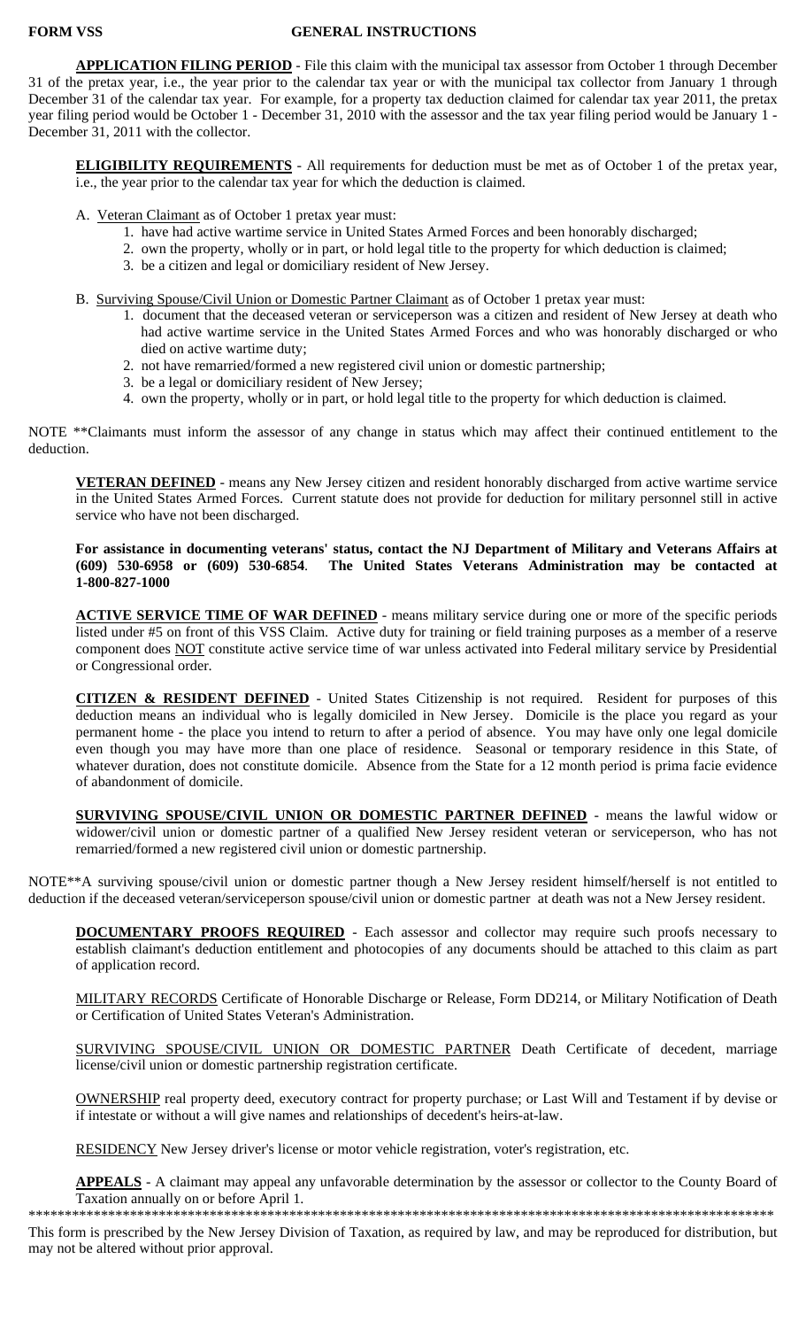**FORM VSS** **GENERAL INSTRUCTIONS**

**APPLICATION FILING PERIOD** - File this claim with the municipal tax assessor from October 1 through December 31 of the pretax year, i.e., the year prior to the calendar tax year or with the municipal tax collector from January 1 through December 31 of the calendar tax year. For example, for a property tax deduction claimed for calendar tax year 2011, the pretax year filing period would be October 1 - December 31, 2010 with the assessor and the tax year filing period would be January 1 - December 31, 2011 with the collector.

**ELIGIBILITY REQUIREMENTS** - All requirements for deduction must be met as of October 1 of the pretax year, i.e., the year prior to the calendar tax year for which the deduction is claimed.

A. Veteran Claimant as of October 1 pretax year must:
   1. have had active wartime service in United States Armed Forces and been honorably discharged;
   2. own the property, wholly or in part, or hold legal title to the property for which deduction is claimed;
   3. be a citizen and legal or domiciliary resident of New Jersey.

B. Surviving Spouse/Civil Union or Domestic Partner Claimant as of October 1 pretax year must:
   1. document that the deceased veteran or serviceperson was a citizen and resident of New Jersey at death who had active wartime service in the United States Armed Forces and who was honorably discharged or who died on active wartime duty;
   2. not have remarried/formed a new registered civil union or domestic partnership;
   3. be a legal or domiciliary resident of New Jersey;
   4. own the property, wholly or in part, or hold legal title to the property for which deduction is claimed.

NOTE **Claimants must inform the assessor of any change in status which may affect their continued entitlement to the deduction.

**VETERAN DEFINED** - means any New Jersey citizen and resident honorably discharged from active wartime service in the United States Armed Forces. Current statute does not provide for deduction for military personnel still in active service who have not been discharged.

**For assistance in documenting veterans' status, contact the NJ Department of Military and Veterans Affairs at (609) 530-6958 or (609) 530-6854. The United States Veterans Administration may be contacted at 1-800-827-1000**

**ACTIVE SERVICE TIME OF WAR DEFINED** - means military service during one or more of the specific periods listed under #5 on front of this VSS Claim. Active duty for training or field training purposes as a member of a reserve component does NOT constitute active service time of war unless activated into Federal military service by Presidential or Congressional order.

**CITIZEN & RESIDENT DEFINED** - United States Citizenship is not required. Resident for purposes of this deduction means an individual who is legally domiciled in New Jersey. Domicile is the place you regard as your permanent home - the place you intend to return to after a period of absence. You may have only one legal domicile even though you may have more than one place of residence. Seasonal or temporary residence in this State, of whatever duration, does not constitute domicile. Absence from the State for a 12 month period is prima facie evidence of abandonment of domicile.

**SURVIVING SPOUSE/CIVIL UNION OR DOMESTIC PARTNER DEFINED** - means the lawful widow or widower/civil union or domestic partner of a qualified New Jersey resident veteran or serviceperson, who has not remarried/formed a new registered civil union or domestic partnership.

NOTE**A surviving spouse/civil union or domestic partner though a New Jersey resident himself/herself is not entitled to deduction if the deceased veteran/serviceperson spouse/civil union or domestic partner at death was not a New Jersey resident.

**DOCUMENTARY PROOFS REQUIRED** - Each assessor and collector may require such proofs necessary to establish claimant's deduction entitlement and photocopies of any documents should be attached to this claim as part of application record.

MILITARY RECORDS Certificate of Honorable Discharge or Release, Form DD214, or Military Notification of Death or Certification of United States Veteran's Administration.

SURVIVING SPOUSE/CIVIL UNION OR DOMESTIC PARTNER Death Certificate of decedent, marriage license/civil union or domestic partnership registration certificate.

OWNERSHIP real property deed, executory contract for property purchase; or Last Will and Testament if by devise or if intestate or without a will give names and relationships of decedent's heirs-at-law.

RESIDENCY New Jersey driver's license or motor vehicle registration, voter's registration, etc.

**APPEALS** - A claimant may appeal any unfavorable determination by the assessor or collector to the County Board of Taxation annually on or before April 1.

*********************************************************************************************************

This form is prescribed by the New Jersey Division of Taxation, as required by law, and may be reproduced for distribution, but may not be altered without prior approval.